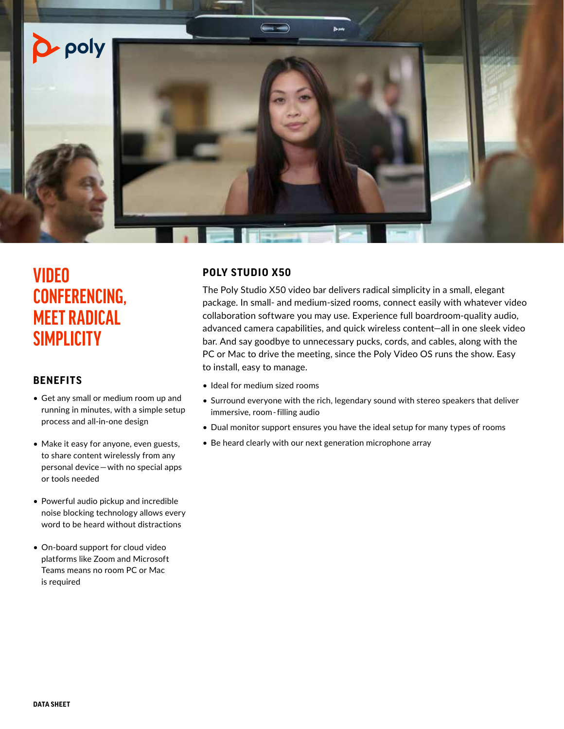# VIDEO CONFERENCING, MEET RADICAL SIMPLICITY

## BENEFITS

- Get any small or medium room up and running in minutes, with a simple setup process and all-in-one design
- Make it easy for anyone, even guests, to share content wirelessly from any personal device—with no special apps or tools needed
- Powerful audio pickup and incredible noise blocking technology allows every word to be heard without distractions
- On-board support for cloud video platforms like Zoom and Microsoft Teams means no room PC or Mac is required

## POLY STUDIO X50

The Poly Studio X50 video bar delivers radical simplicity in a small, elegant package. In small- and medium-sized rooms, connect easily with whatever video collaboration software you may use. Experience full boardroom-quality audio, advanced camera capabilities, and quick wireless content—all in one sleek video bar. And say goodbye to unnecessary pucks, cords, and cables, along with the PC or Mac to drive the meeting, since the Poly Video OS runs the show. Easy to install, easy to manage.

- Ideal for medium sized rooms
- Surround everyone with the rich, legendary sound with stereo speakers that deliver immersive, room-filling audio
- Dual monitor support ensures you have the ideal setup for many types of rooms
- Be heard clearly with our next generation microphone array

DATA SHEET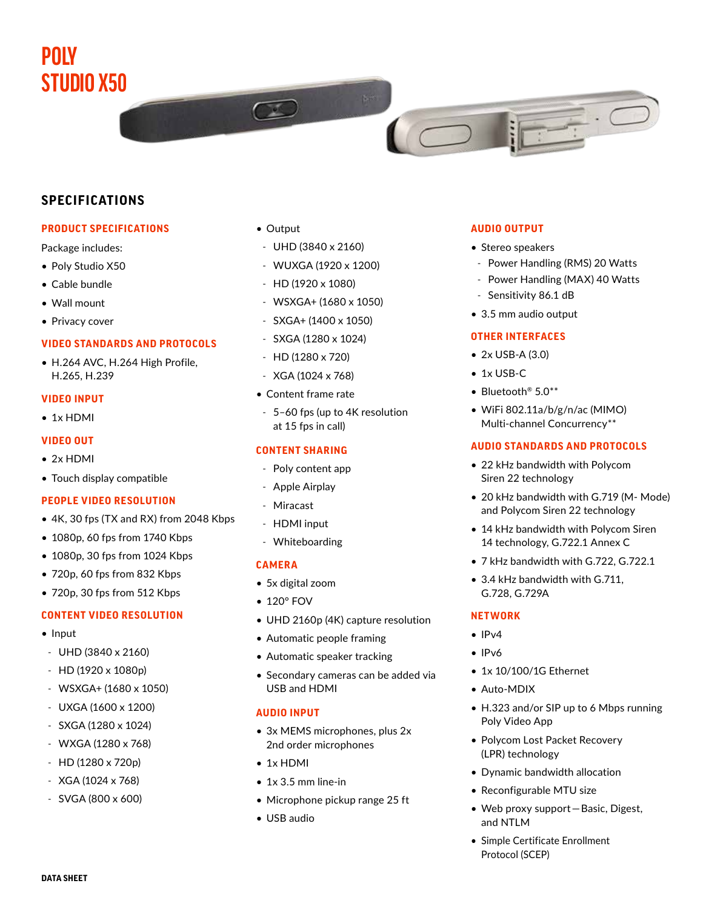# POLY STUDIO X50

## SPECIFICATIONS

### PRODUCT SPECIFICATIONS

Package includes:

- Poly Studio X50
- Cable bundle
- Wall mount
- Privacy cover

### VIDEO STANDARDS AND PROTOCOLS

- H.264 AVC, H.264 High Profile, H.265, H.239

### VIDEO INPUT

- 1x HDMI

### VIDEO OUT

- 2x HDMI
- Touch display compatible

### PEOPLE VIDEO RESOLUTION

- 4K, 30 fps (TX and RX) from 2048 Kbps
- 1080p, 60 fps from 1740 Kbps
- 1080p, 30 fps from 1024 Kbps
- 720p, 60 fps from 832 Kbps
- 720p, 30 fps from 512 Kbps

### CONTENT VIDEO RESOLUTION

- Input
  - UHD (3840 x 2160)
  - HD (1920 x 1080p)
  - WSXGA+ (1680 x 1050)
  - UXGA (1600 x 1200)
  - SXGA (1280 x 1024)
  - WXGA (1280 x 768)
  - HD (1280 x 720p)
  - XGA (1024 x 768)
  - SVGA (800 x 600)
- Output
  - UHD (3840 x 2160)
  - WUXGA (1920 x 1200)
  - HD (1920 x 1080)
  - WSXGA+ (1680 x 1050)
  - SXGA+ (1400 x 1050)
  - SXGA (1280 x 1024)
  - HD (1280 x 720)
  - XGA (1024 x 768)
- Content frame rate
  - 5–60 fps (up to 4K resolution at 15 fps in call)

### CONTENT SHARING

- Poly content app
- Apple Airplay
- Miracast
- HDMI input
- Whiteboarding

### CAMERA

- 5x digital zoom
- 120° FOV
- UHD 2160p (4K) capture resolution
- Automatic people framing
- Automatic speaker tracking
- Secondary cameras can be added via USB and HDMI

### AUDIO INPUT

- 3x MEMS microphones, plus 2x 2nd order microphones
- 1x HDMI
- 1x 3.5 mm line-in
- Microphone pickup range 25 ft
- USB audio

### AUDIO OUTPUT

- Stereo speakers
  - Power Handling (RMS) 20 Watts
  - Power Handling (MAX) 40 Watts
  - Sensitivity 86.1 dB
- 3.5 mm audio output

### OTHER INTERFACES

- 2x USB-A (3.0)
- 1x USB-C
- Bluetooth® 5.0**
- WiFi 802.11a/b/g/n/ac (MIMO) Multi-channel Concurrency**

### AUDIO STANDARDS AND PROTOCOLS

- 22 kHz bandwidth with Polycom Siren 22 technology
- 20 kHz bandwidth with G.719 (M- Mode) and Polycom Siren 22 technology
- 14 kHz bandwidth with Polycom Siren 14 technology, G.722.1 Annex C
- 7 kHz bandwidth with G.722, G.722.1
- 3.4 kHz bandwidth with G.711, G.728, G.729A

### NETWORK

- IPv4
- IPv6
- 1x 10/100/1G Ethernet
- Auto-MDIX
- H.323 and/or SIP up to 6 Mbps running Poly Video App
- Polycom Lost Packet Recovery (LPR) technology
- Dynamic bandwidth allocation
- Reconfigurable MTU size
- Web proxy support—Basic, Digest, and NTLM
- Simple Certificate Enrollment Protocol (SCEP)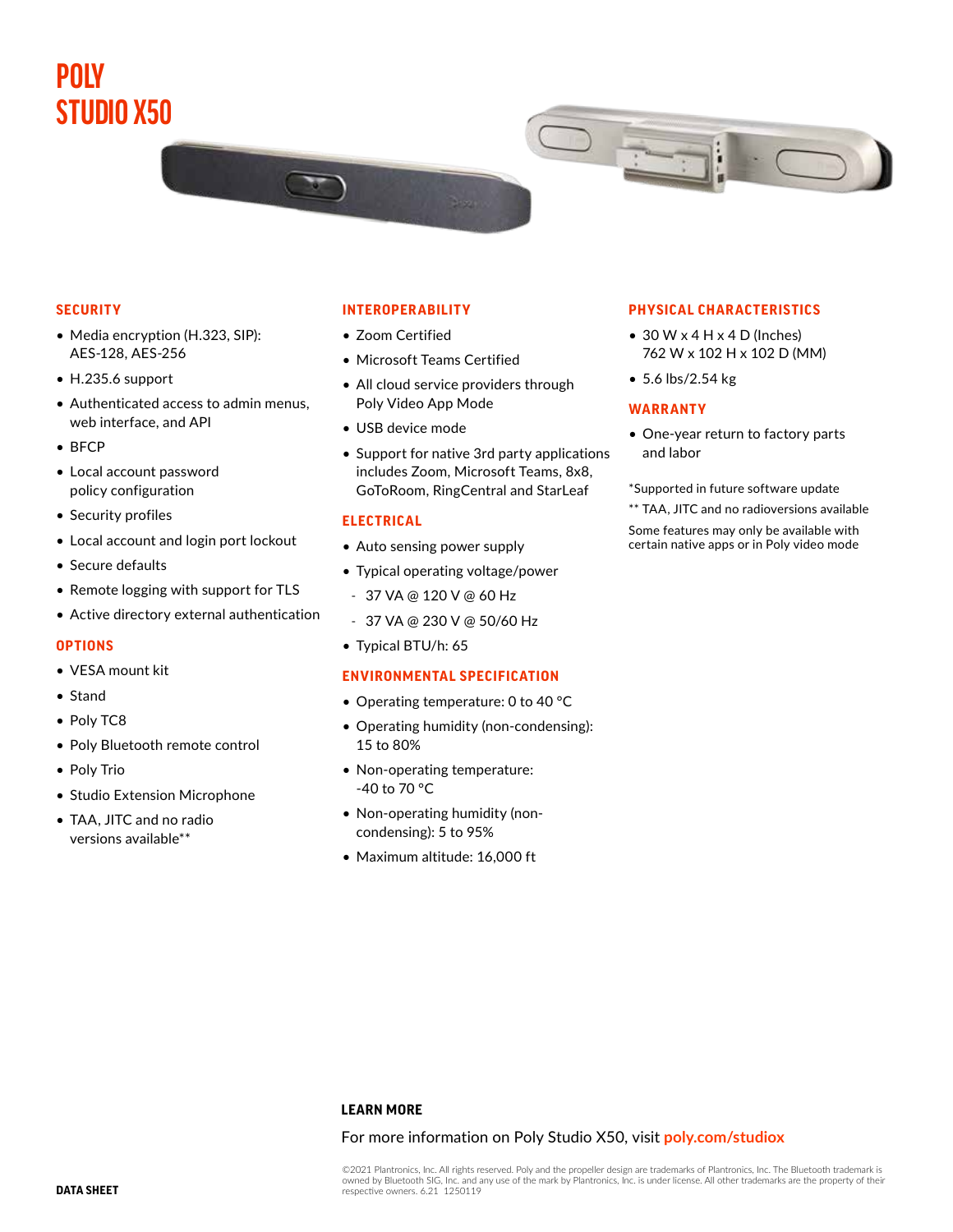# POLY STUDIO X50

## SECURITY

- Media encryption (H.323, SIP): AES-128, AES-256
- H.235.6 support
- Authenticated access to admin menus, web interface, and API
- BFCP
- Local account password policy configuration
- Security profiles
- Local account and login port lockout
- Secure defaults
- Remote logging with support for TLS
- Active directory external authentication

## OPTIONS

- VESA mount kit
- Stand
- Poly TC8
- Poly Bluetooth remote control
- Poly Trio
- Studio Extension Microphone
- TAA, JITC and no radio versions available**

## INTEROPERABILITY

- Zoom Certified
- Microsoft Teams Certified
- All cloud service providers through Poly Video App Mode
- USB device mode
- Support for native 3rd party applications includes Zoom, Microsoft Teams, 8x8, GoToRoom, RingCentral and StarLeaf

## ELECTRICAL

- Auto sensing power supply
- Typical operating voltage/power
  - 37 VA @ 120 V @ 60 Hz
  - 37 VA @ 230 V @ 50/60 Hz
- Typical BTU/h: 65

## ENVIRONMENTAL SPECIFICATION

- Operating temperature: 0 to 40 °C
- Operating humidity (non-condensing): 15 to 80%
- Non-operating temperature: -40 to 70 °C
- Non-operating humidity (non-condensing): 5 to 95%
- Maximum altitude: 16,000 ft

## PHYSICAL CHARACTERISTICS

- 30 W x 4 H x 4 D (Inches) 762 W x 102 H x 102 D (MM)
- 5.6 lbs/2.54 kg

## WARRANTY

- One-year return to factory parts and labor

*Supported in future software update

** TAA, JITC and no radioversions available

Some features may only be available with certain native apps or in Poly video mode

**LEARN MORE**

For more information on Poly Studio X50, visit **poly.com/studiox**

©2021 Plantronics, Inc. All rights reserved. Poly and the propeller design are trademarks of Plantronics, Inc. The Bluetooth trademark is owned by Bluetooth SIG, Inc. and any use of the mark by Plantronics, Inc. is under license. All other trademarks are the property of their respective owners. 6.21 1250119

**DATA SHEET**